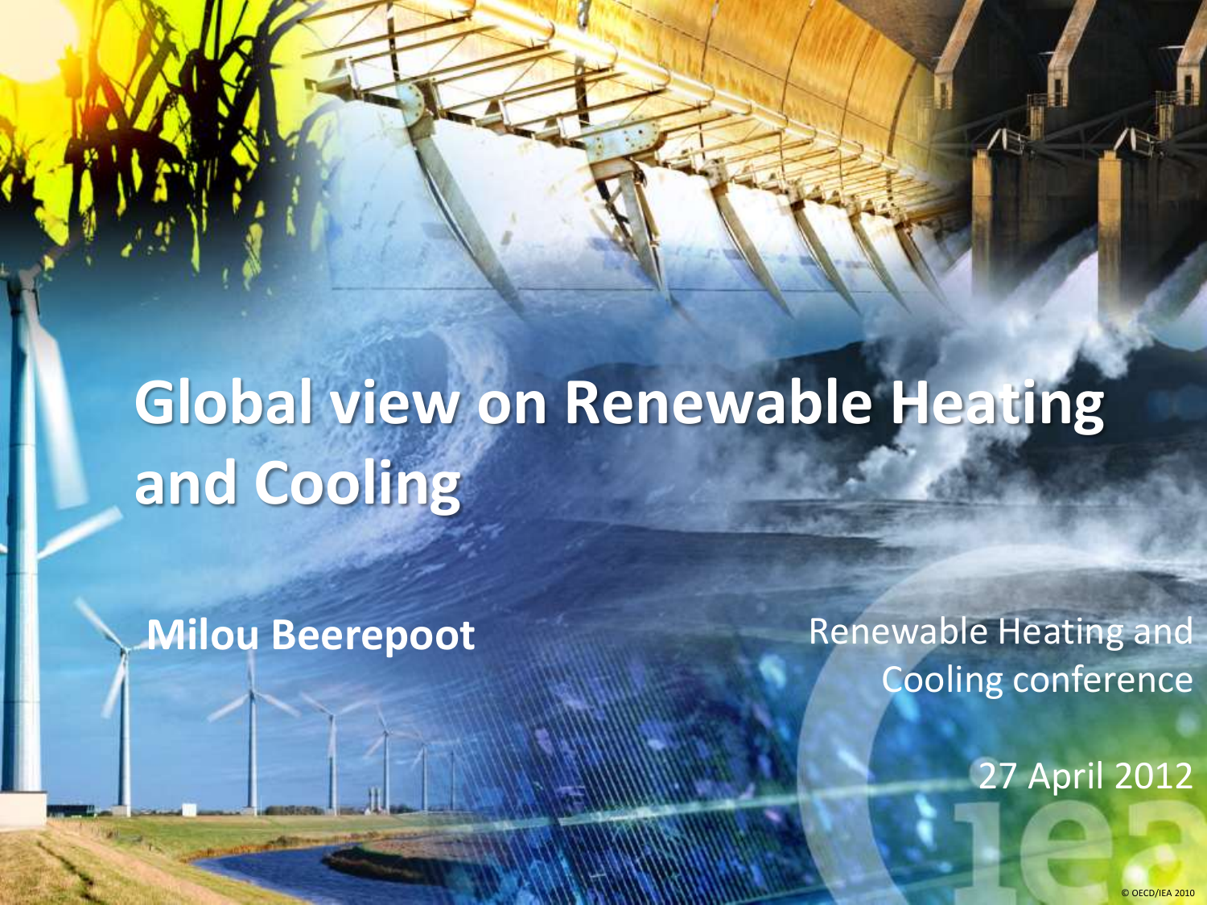# Global view on Renewable Heating and Cooling

**Milou Beerepoot**

Renewable Heating and Cooling conference

27 April 2012

© OECD/IEA 2010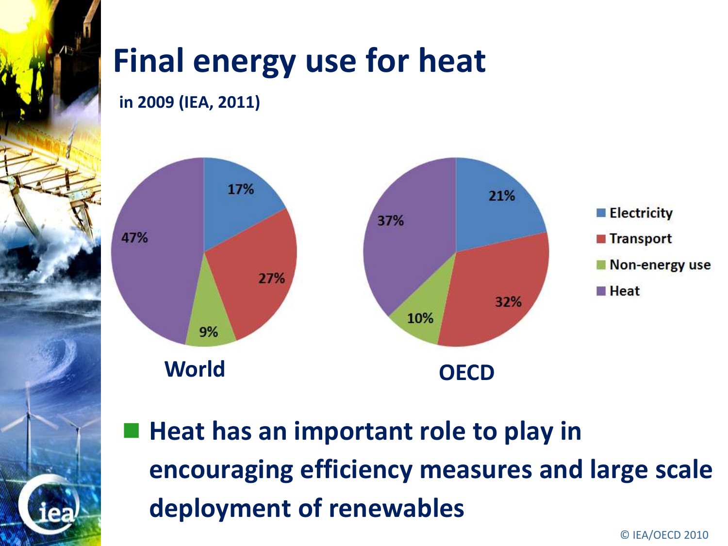# Final energy use for heat

**in 2009 (IEA, 2011)**

| | World | OECD |
|---|---|---|
| Electricity | 17% | 21% |
| Transport | 27% | 32% |
| Non-energy use | 9% | 10% |
| Heat | 47% | 37% |

- **Heat has an important role to play in encouraging efficiency measures and large scale deployment of renewables**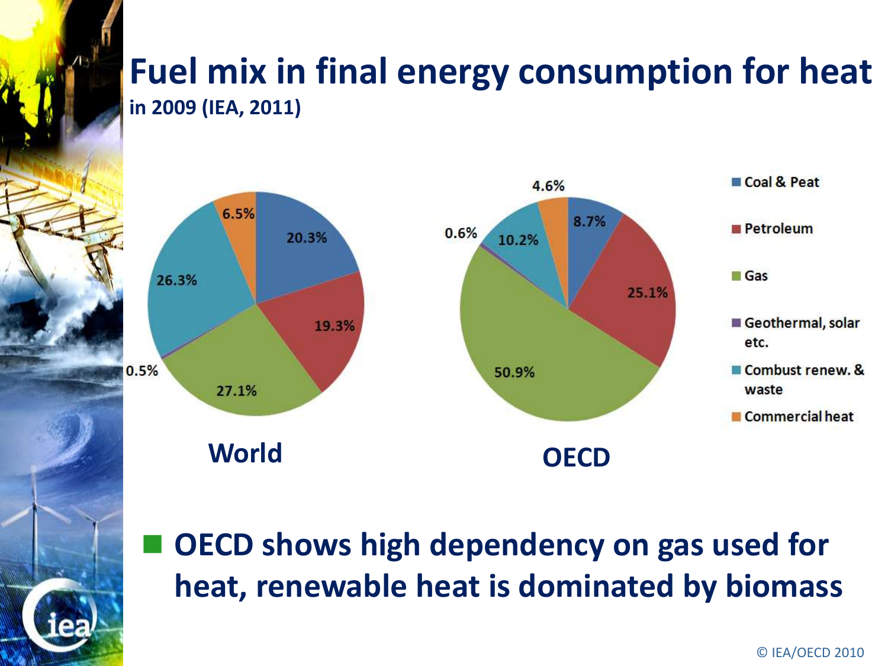# Fuel mix in final energy consumption for heat

**in 2009 (IEA, 2011)**

| Fuel | World | OECD |
| --- | --- | --- |
| Coal & Peat | 20.3% | 8.7% |
| Petroleum | 19.3% | 25.1% |
| Gas | 27.1% | 50.9% |
| Geothermal, solar etc. | 0.5% | 0.6% |
| Combust renew. & waste | 26.3% | 10.2% |
| Commercial heat | 6.5% | 4.6% |

- **OECD shows high dependency on gas used for heat, renewable heat is dominated by biomass**

© IEA/OECD 2010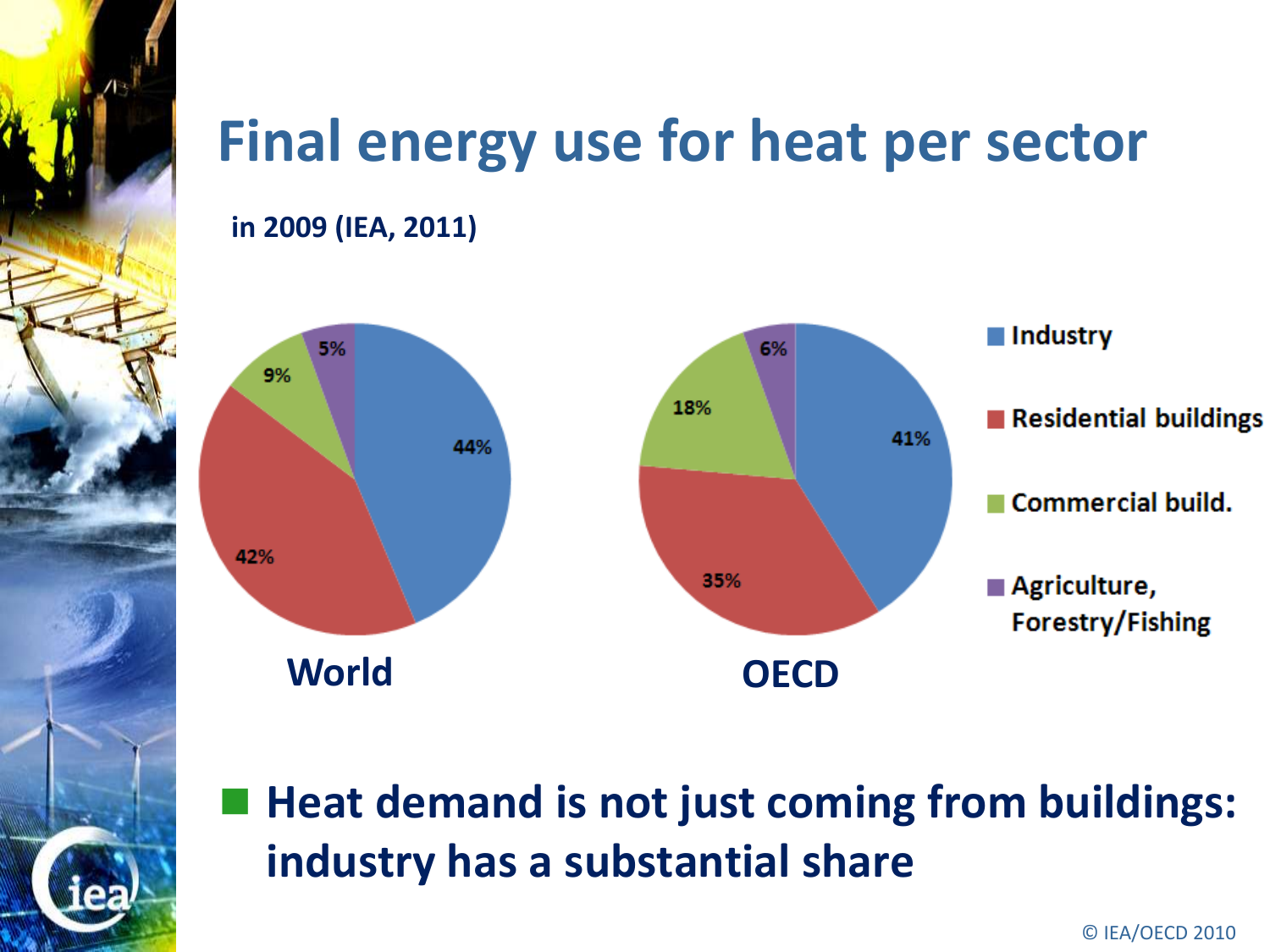# Final energy use for heat per sector

**in 2009 (IEA, 2011)**

| Sector | World | OECD |
| --- | --- | --- |
| Industry | 44% | 41% |
| Residential buildings | 42% | 35% |
| Commercial build. | 9% | 18% |
| Agriculture, Forestry/Fishing | 5% | 6% |

- **Heat demand is not just coming from buildings: industry has a substantial share**

© IEA/OECD 2010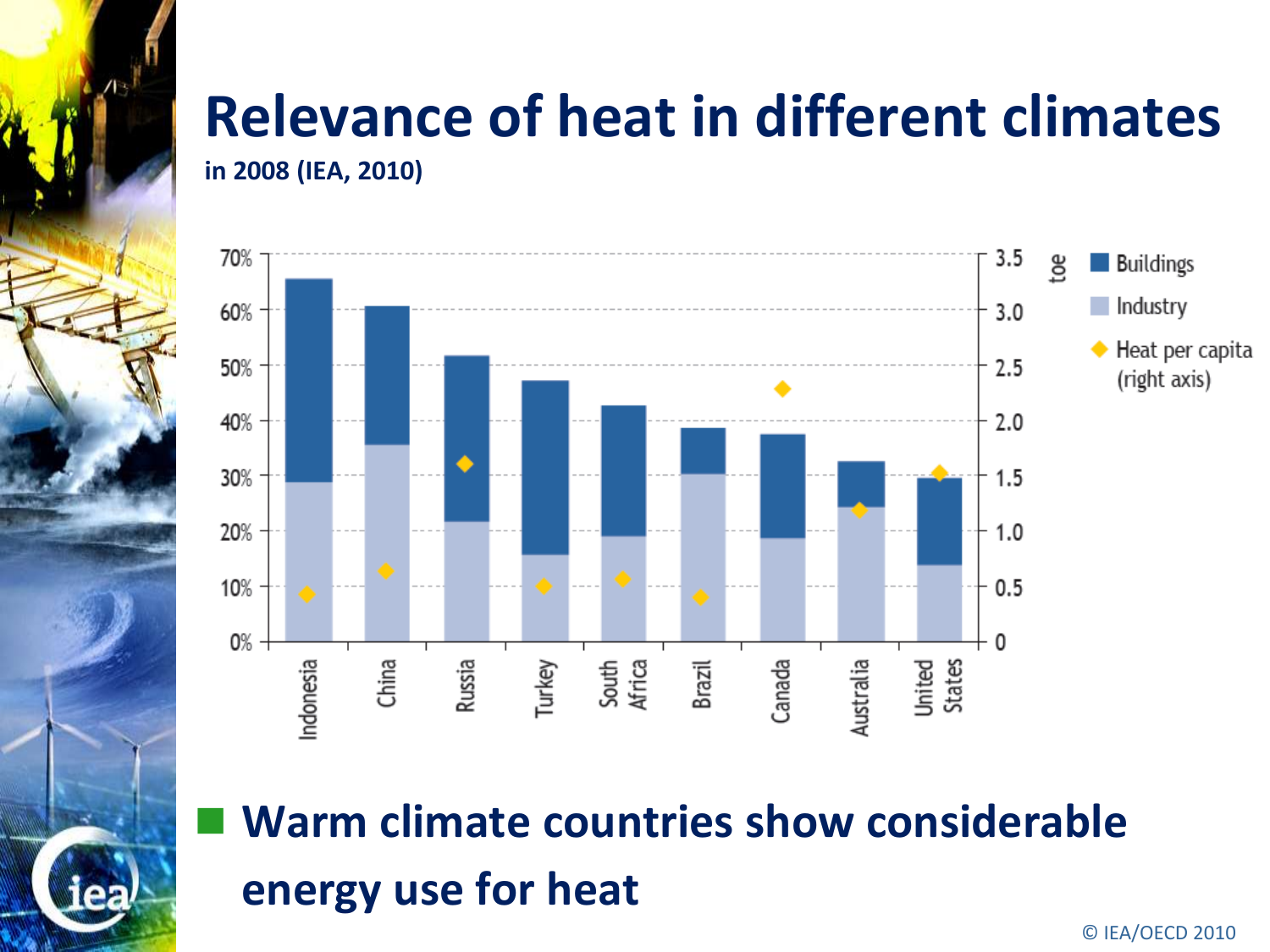# Relevance of heat in different climates

**in 2008 (IEA, 2010)**

- **Warm climate countries show considerable energy use for heat**

© IEA/OECD 2010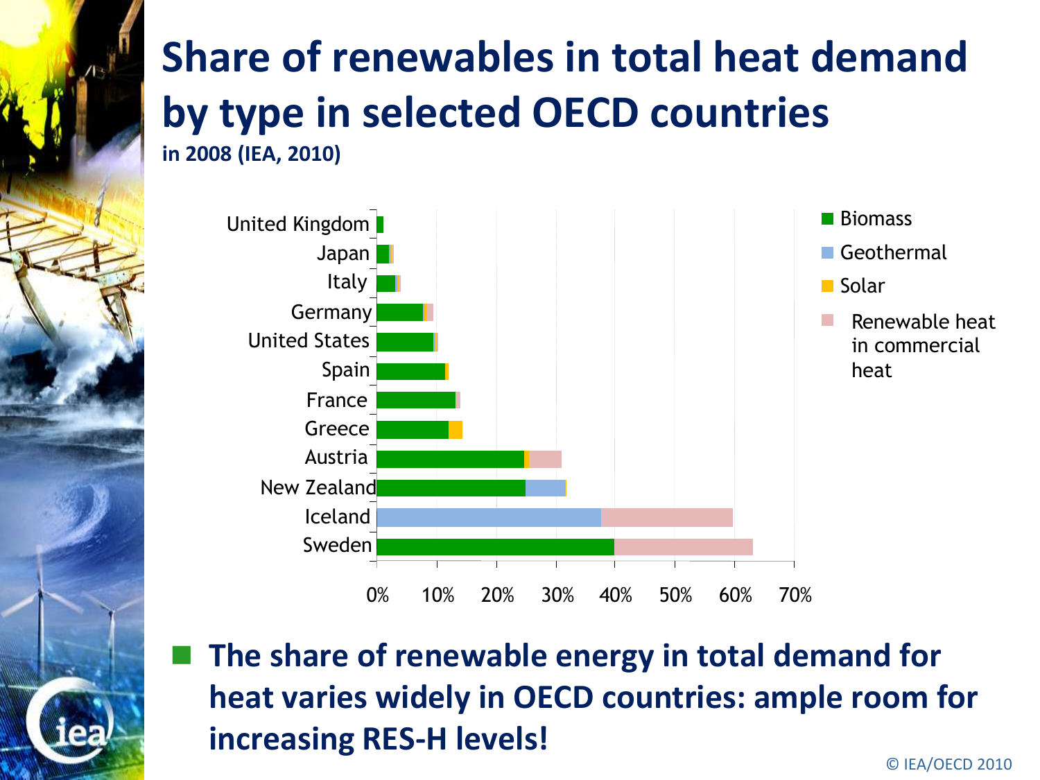# Share of renewables in total heat demand by type in selected OECD countries

**in 2008 (IEA, 2010)**

United Kingdom
Japan
Italy
Germany
United States
Spain
France
Greece
Austria
New Zealand
Iceland
Sweden

0% 10% 20% 30% 40% 50% 60% 70%

- Biomass
- Geothermal
- Solar
- Renewable heat in commercial heat

- **The share of renewable energy in total demand for heat varies widely in OECD countries: ample room for increasing RES-H levels!**

© IEA/OECD 2010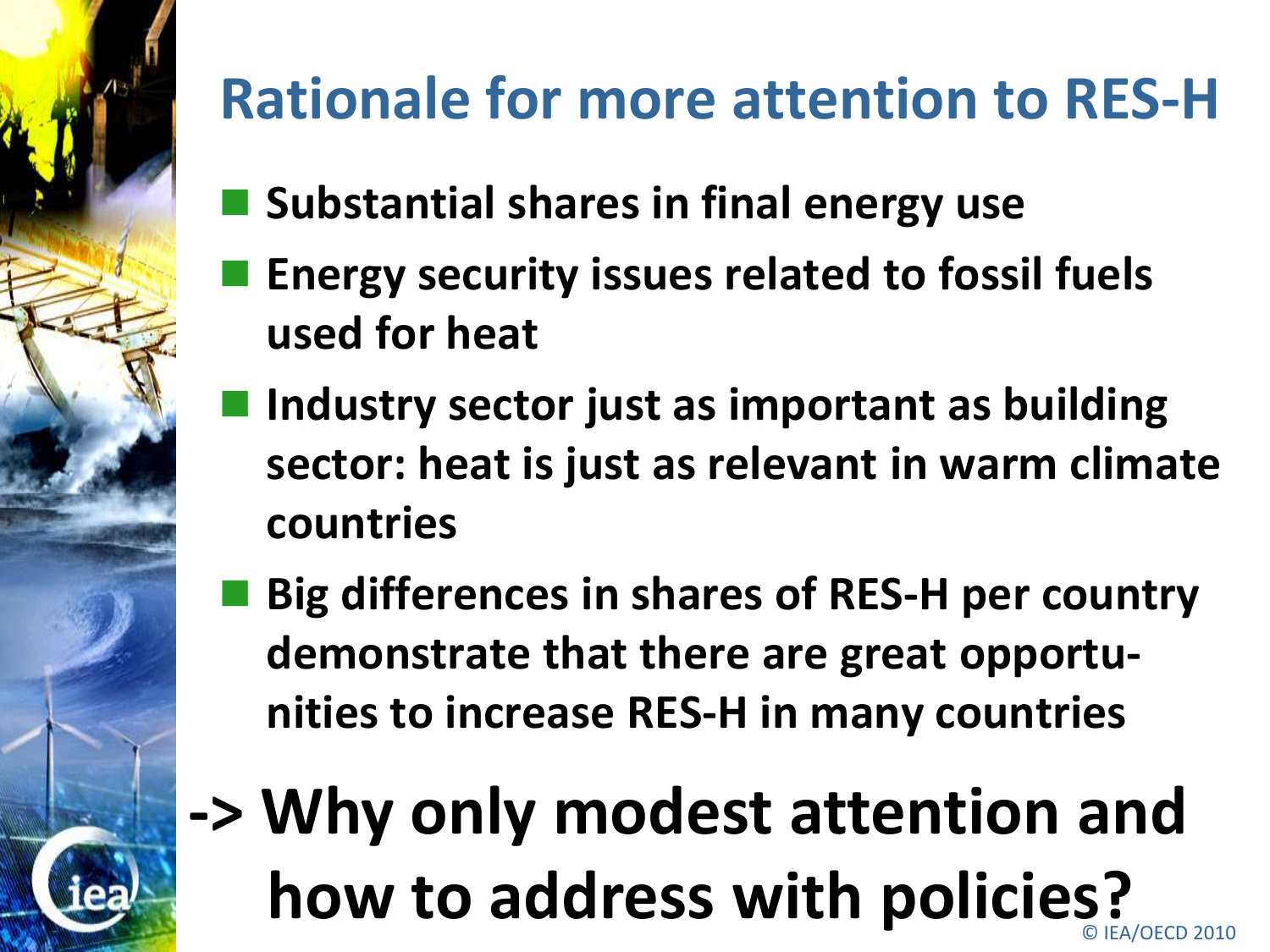# Rationale for more attention to RES-H

- **Substantial shares in final energy use**
- **Energy security issues related to fossil fuels used for heat**
- **Industry sector just as important as building sector: heat is just as relevant in warm climate countries**
- **Big differences in shares of RES-H per country demonstrate that there are great opportunities to increase RES-H in many countries**

**-> Why only modest attention and how to address with policies?**

© IEA/OECD 2010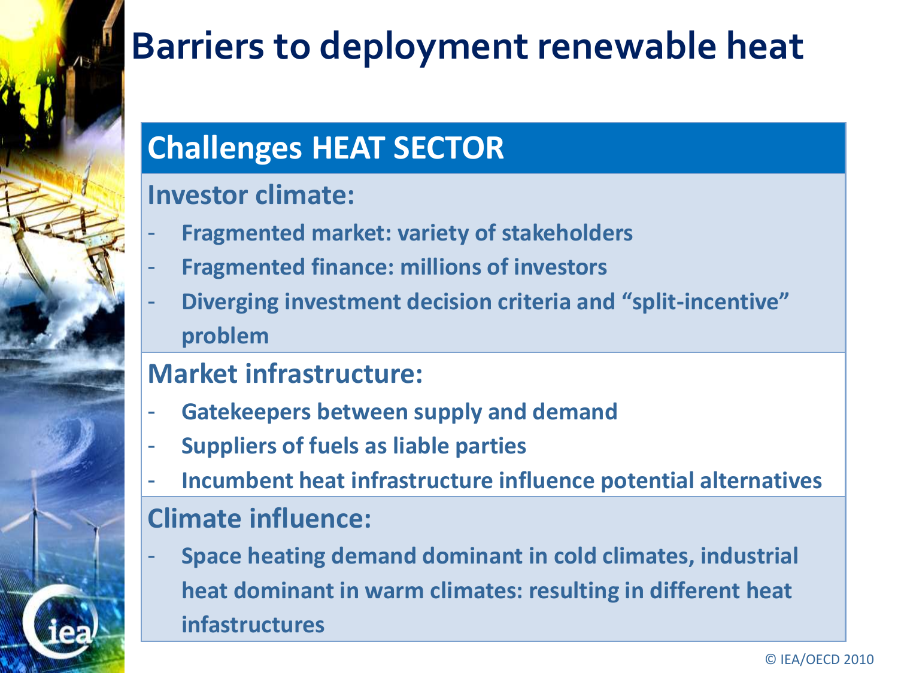# Barriers to deployment renewable heat

## Challenges HEAT SECTOR

### Investor climate:

- Fragmented market: variety of stakeholders
- Fragmented finance: millions of investors
- Diverging investment decision criteria and "split-incentive" problem

### Market infrastructure:

- Gatekeepers between supply and demand
- Suppliers of fuels as liable parties
- Incumbent heat infrastructure influence potential alternatives

### Climate influence:

- Space heating demand dominant in cold climates, industrial heat dominant in warm climates: resulting in different heat infastructures

© IEA/OECD 2010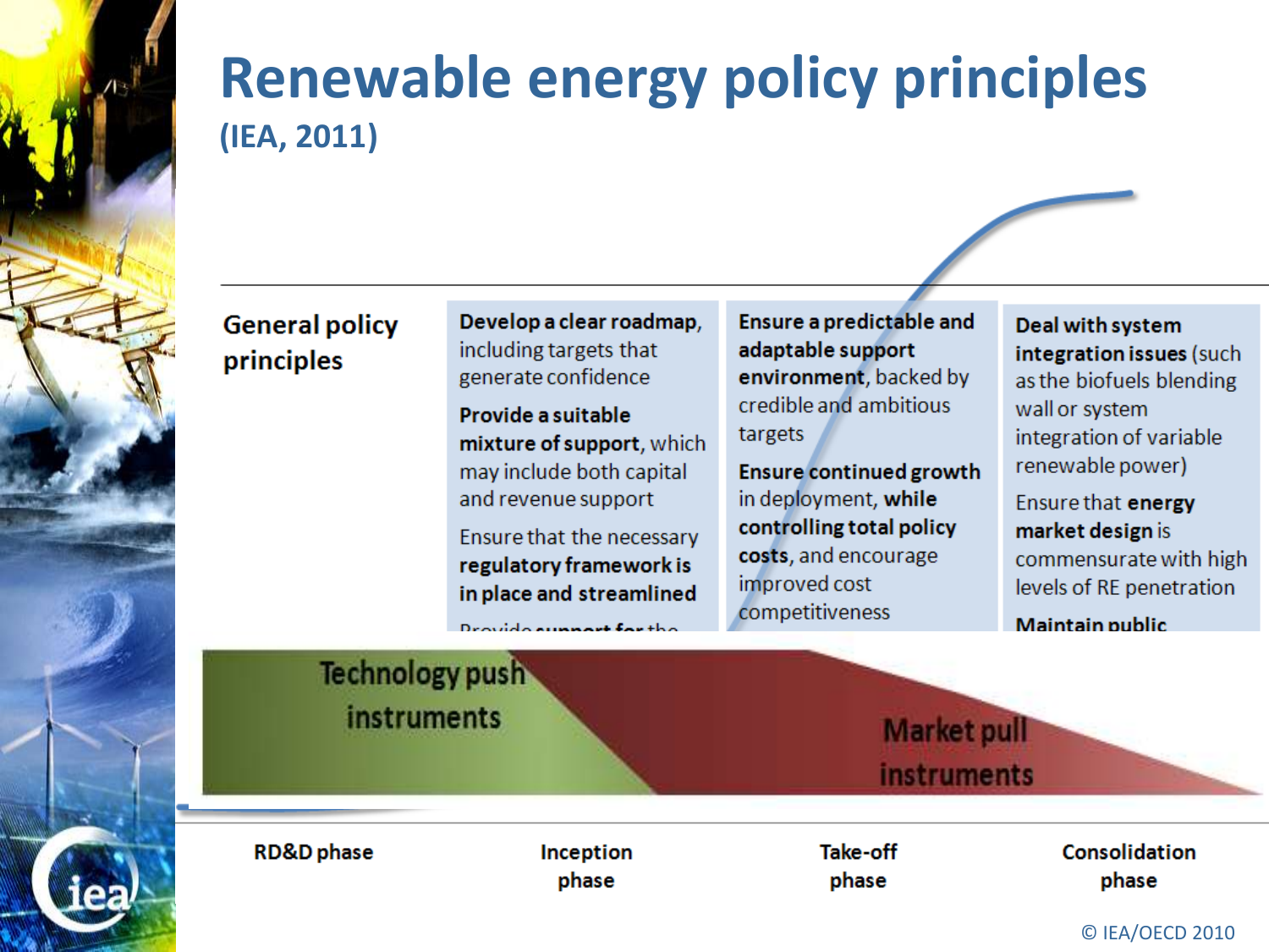# Renewable energy policy principles

**(IEA, 2011)**

| General policy principles | RD&D phase / Inception phase | Take-off phase | Consolidation phase |
|---|---|---|---|
| | **Develop a clear roadmap**, including targets that generate confidence<br><br>**Provide a suitable mixture of support**, which may include both capital and revenue support<br><br>Ensure that the necessary **regulatory framework is in place and streamlined** | **Ensure a predictable and adaptable support environment**, backed by credible and ambitious targets<br><br>**Ensure continued growth** in deployment, **while controlling total policy costs**, and encourage improved cost competitiveness | **Deal with system integration issues** (such as the biofuels blending wall or system integration of variable renewable power)<br><br>Ensure that **energy market design** is commensurate with high levels of RE penetration<br><br>**Maintain public** |

Technology push instruments

Market pull instruments

RD&D phase | Inception phase | Take-off phase | Consolidation phase

© IEA/OECD 2010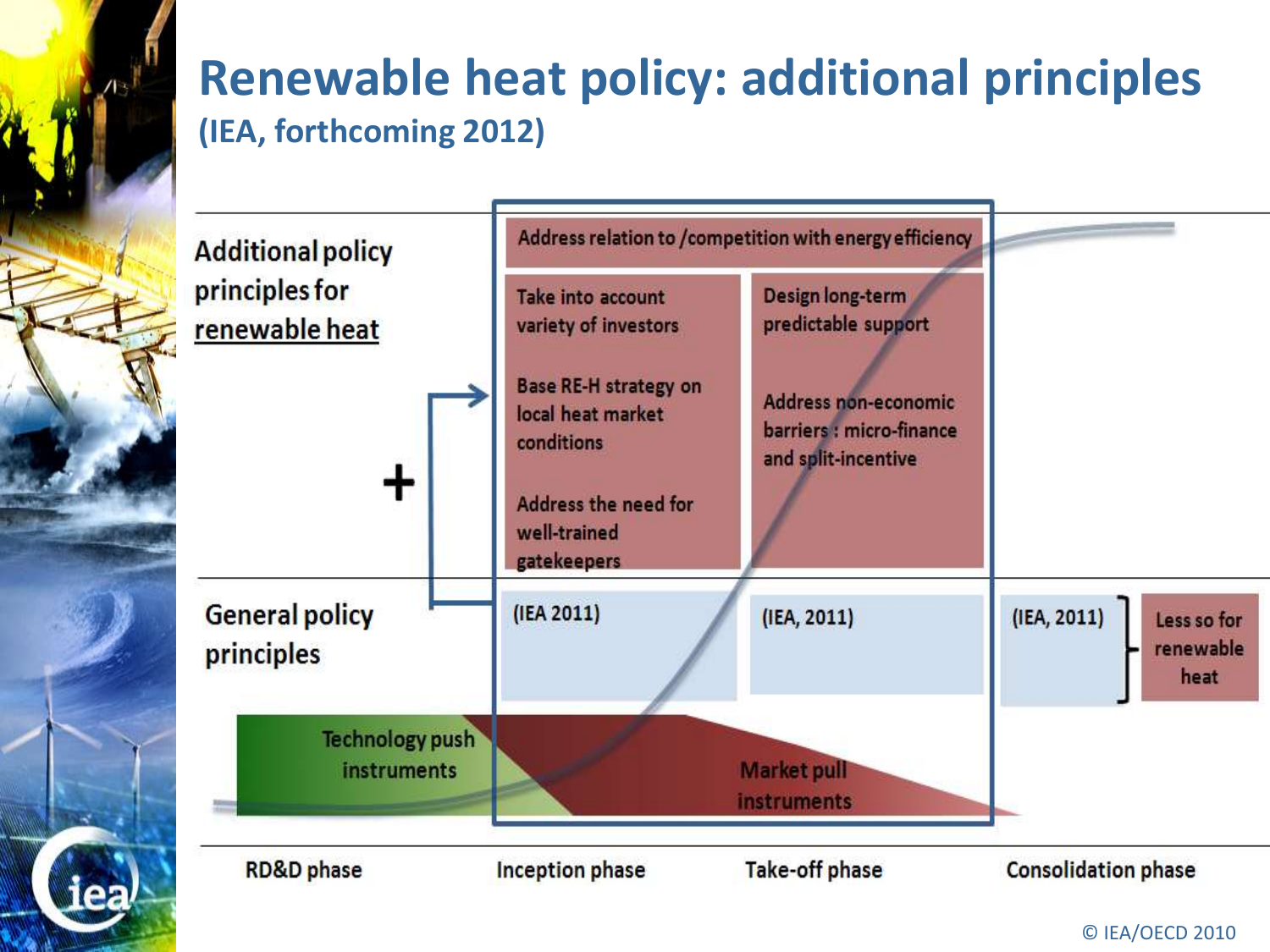# Renewable heat policy: additional principles

**(IEA, forthcoming 2012)**

**Additional policy principles for renewable heat**

- Address relation to /competition with energy efficiency
- Take into account variety of investors
- Base RE-H strategy on local heat market conditions
- Address the need for well-trained gatekeepers
- Design long-term predictable support
- Address non-economic barriers : micro-finance and split-incentive

**+**

**General policy principles**

| RD&D phase | Inception phase | Take-off phase | Consolidation phase |
| --- | --- | --- | --- |
| | (IEA 2011) | (IEA, 2011) | (IEA, 2011) – Less so for renewable heat |

Technology push instruments

Market pull instruments

© IEA/OECD 2010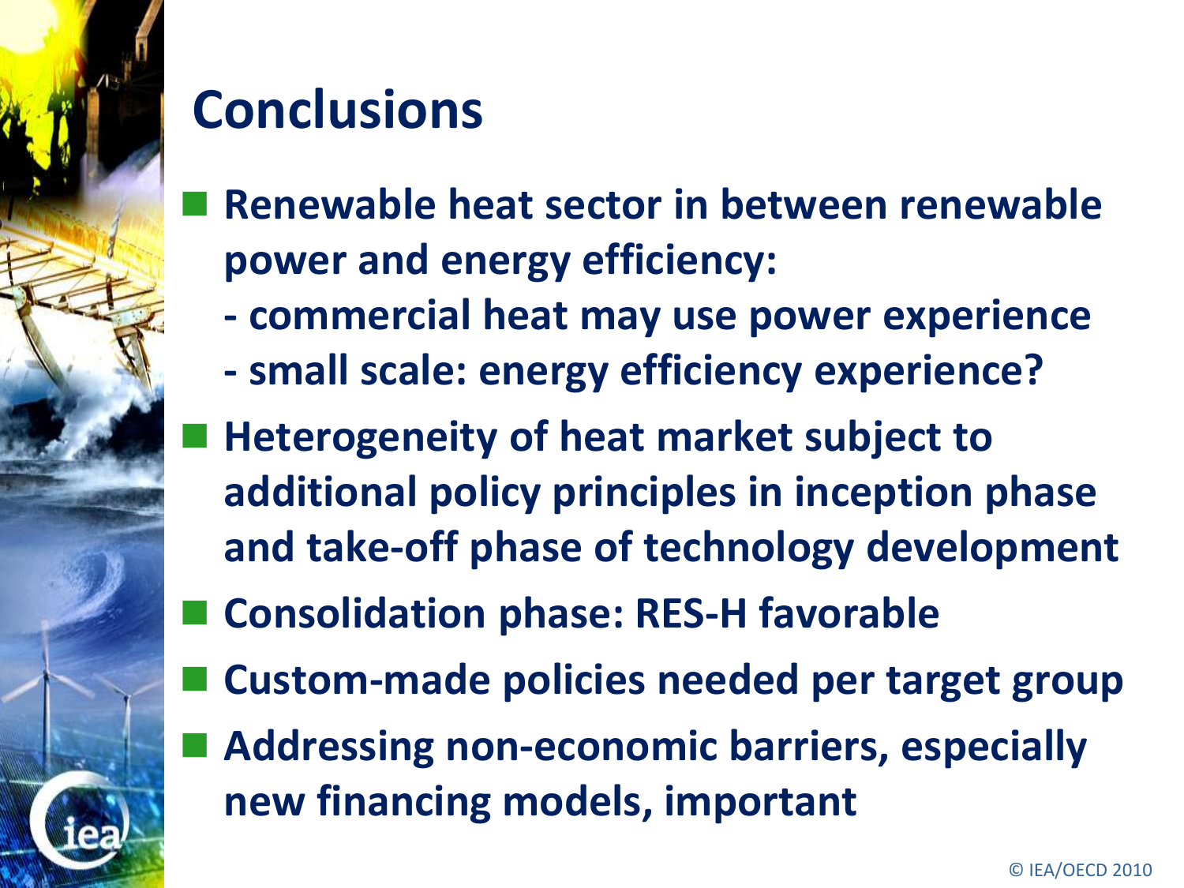# Conclusions

- **Renewable heat sector in between renewable power and energy efficiency:**
  - **- commercial heat may use power experience**
  - **- small scale: energy efficiency experience?**
- **Heterogeneity of heat market subject to additional policy principles in inception phase and take-off phase of technology development**
- **Consolidation phase: RES-H favorable**
- **Custom-made policies needed per target group**
- **Addressing non-economic barriers, especially new financing models, important**

© IEA/OECD 2010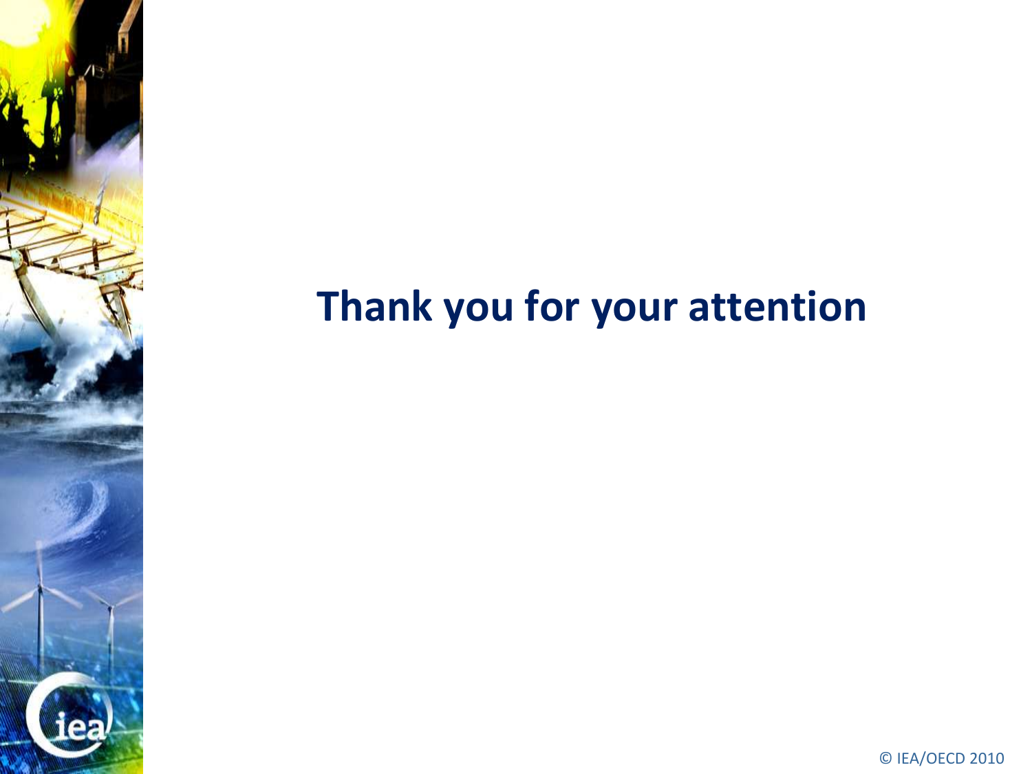# Thank you for your attention

© IEA/OECD 2010